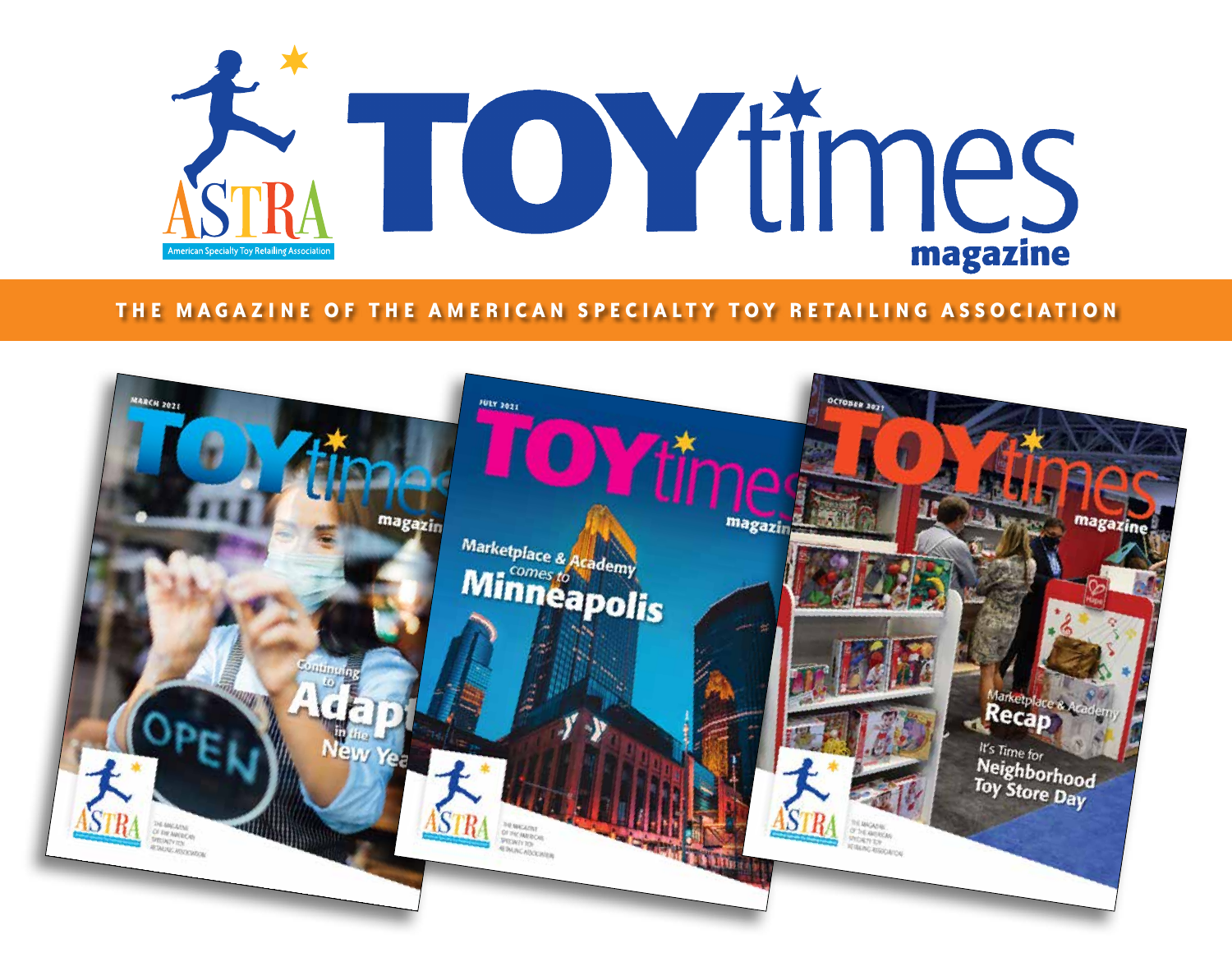# ASTRA TOYtimes magazine

American Specialty Toy Retailing Association

**THE MAGAZINE OF THE AMERICAN SPECIALTY TOY RETAILING ASSOCIATION**

MARCH 2021

TOYtimes magazine

Continuing to Adapt in the New Year

JULY 2021

TOYtimes magazine

Marketplace & Academy comes to Minneapolis

OCTOBER 2021

TOYtimes magazine

Marketplace & Academy Recap

It's Time for Neighborhood Toy Store Day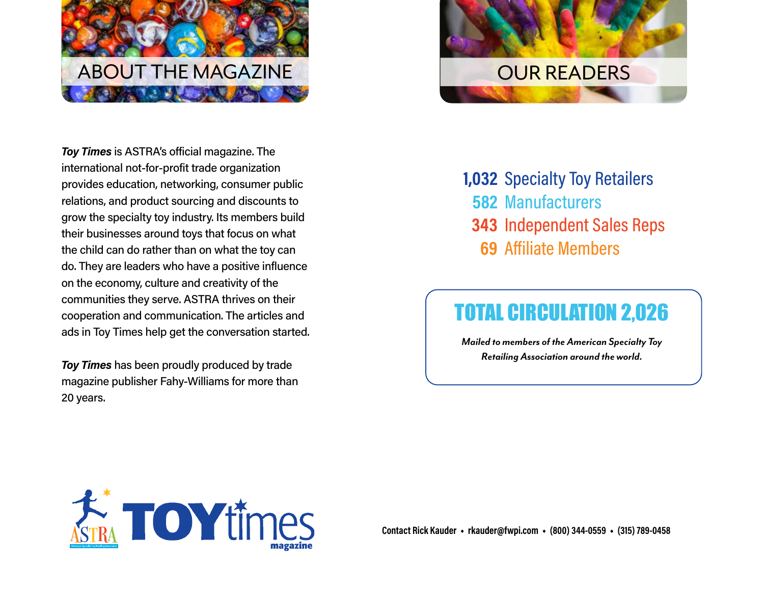## ABOUT THE MAGAZINE

***Toy Times*** is ASTRA's official magazine. The international not-for-profit trade organization provides education, networking, consumer public relations, and product sourcing and discounts to grow the specialty toy industry. Its members build their businesses around toys that focus on what the child can do rather than on what the toy can do. They are leaders who have a positive influence on the economy, culture and creativity of the communities they serve. ASTRA thrives on their cooperation and communication. The articles and ads in Toy Times help get the conversation started.

***Toy Times*** has been proudly produced by trade magazine publisher Fahy-Williams for more than 20 years.

## OUR READERS

**1,032** Specialty Toy Retailers
**582** Manufacturers
**343** Independent Sales Reps
**69** Affiliate Members

### TOTAL CIRCULATION 2,026

*Mailed to members of the American Specialty Toy Retailing Association around the world.*

ASTRA American Specialty Toy Retailing Association — TOY times magazine

Contact Rick Kauder • rkauder@fwpi.com • (800) 344-0559 • (315) 789-0458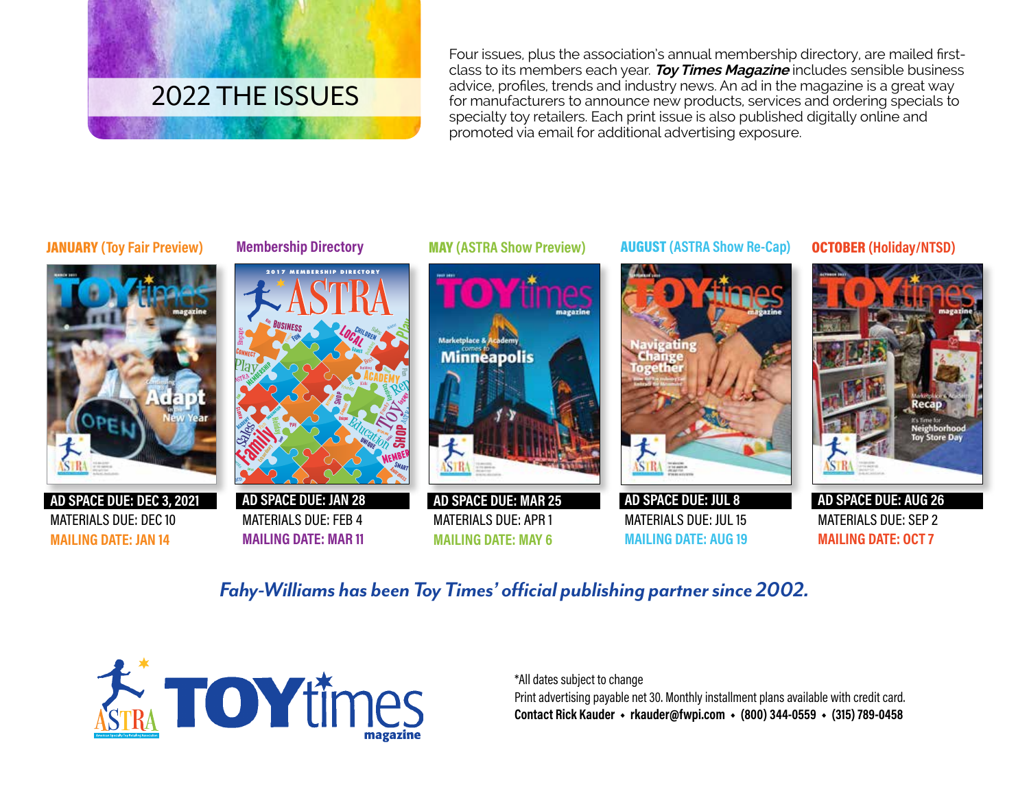# 2022 THE ISSUES

Four issues, plus the association's annual membership directory, are mailed first-class to its members each year. ***Toy Times Magazine*** includes sensible business advice, profiles, trends and industry news. An ad in the magazine is a great way for manufacturers to announce new products, services and ordering specials to specialty toy retailers. Each print issue is also published digitally online and promoted via email for additional advertising exposure.

**JANUARY (Toy Fair Preview)**

**AD SPACE DUE: DEC 3, 2021**
MATERIALS DUE: DEC 10
**MAILING DATE: JAN 14**

**Membership Directory**

**AD SPACE DUE: JAN 28**
MATERIALS DUE: FEB 4
**MAILING DATE: MAR 11**

**MAY (ASTRA Show Preview)**

**AD SPACE DUE: MAR 25**
MATERIALS DUE: APR 1
**MAILING DATE: MAY 6**

**AUGUST (ASTRA Show Re-Cap)**

**AD SPACE DUE: JUL 8**
MATERIALS DUE: JUL 15
**MAILING DATE: AUG 19**

**OCTOBER (Holiday/NTSD)**

**AD SPACE DUE: AUG 26**
MATERIALS DUE: SEP 2
**MAILING DATE: OCT 7**

***Fahy-Williams has been Toy Times' official publishing partner since 2002.***

*All dates subject to change
Print advertising payable net 30. Monthly installment plans available with credit card.
**Contact Rick Kauder • rkauder@fwpi.com • (800) 344-0559 • (315) 789-0458**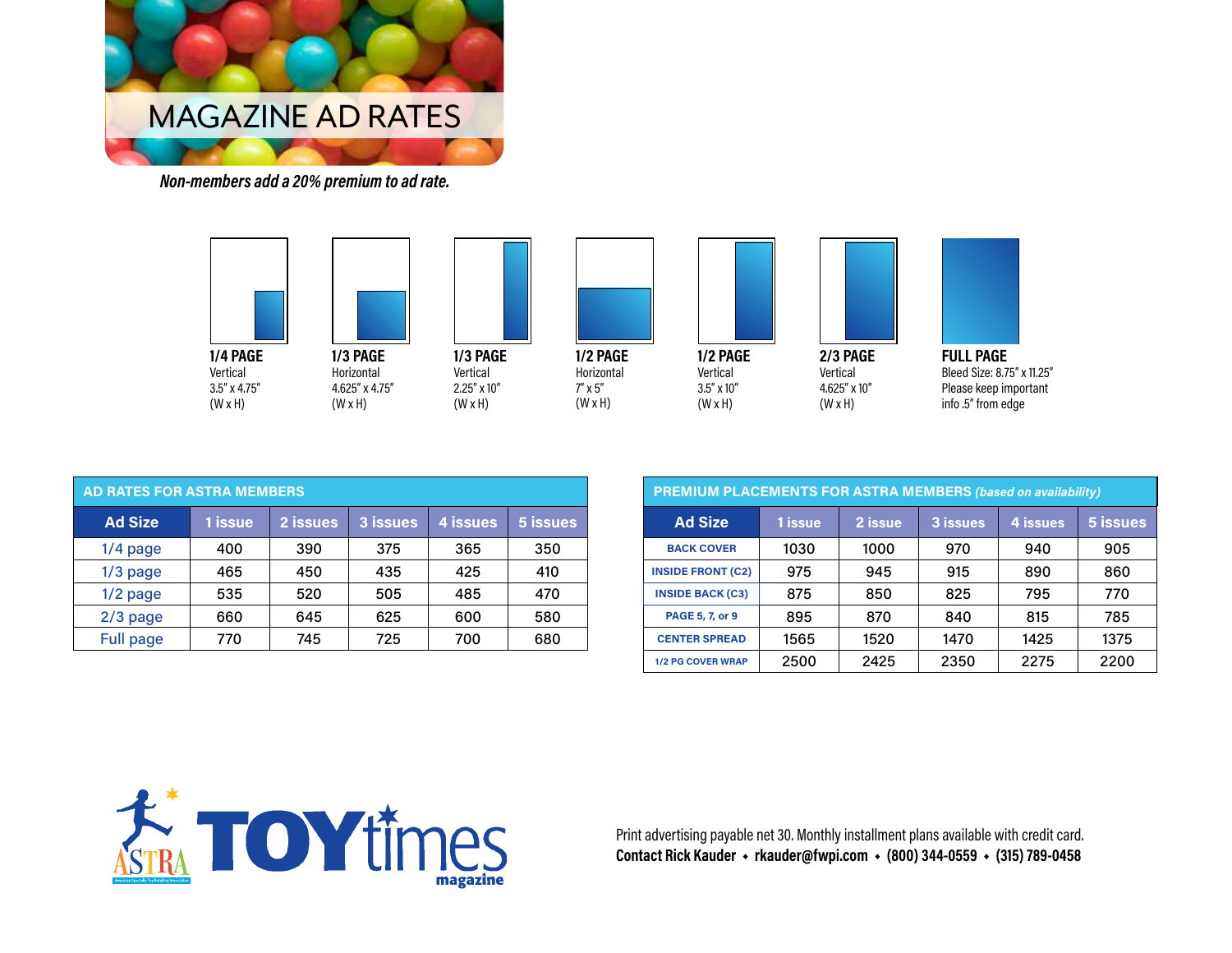# MAGAZINE AD RATES

***Non-members add a 20% premium to ad rate.***

**1/4 PAGE**
Vertical
3.5" x 4.75"
(W x H)

**1/3 PAGE**
Horizontal
4.625" x 4.75"
(W x H)

**1/3 PAGE**
Vertical
2.25" x 10"
(W x H)

**1/2 PAGE**
Horizontal
7" x 5"
(W x H)

**1/2 PAGE**
Vertical
3.5" x 10"
(W x H)

**2/3 PAGE**
Vertical
4.625" x 10"
(W x H)

**FULL PAGE**
Bleed Size: 8.75" x 11.25"
Please keep important info .5" from edge

**AD RATES FOR ASTRA MEMBERS**

| Ad Size | 1 issue | 2 issues | 3 issues | 4 issues | 5 issues |
|---|---|---|---|---|---|
| 1/4 page | 400 | 390 | 375 | 365 | 350 |
| 1/3 page | 465 | 450 | 435 | 425 | 410 |
| 1/2 page | 535 | 520 | 505 | 485 | 470 |
| 2/3 page | 660 | 645 | 625 | 600 | 580 |
| Full page | 770 | 745 | 725 | 700 | 680 |

**PREMIUM PLACEMENTS FOR ASTRA MEMBERS** ***(based on availability)***

| Ad Size | 1 issue | 2 issue | 3 issues | 4 issues | 5 issues |
|---|---|---|---|---|---|
| BACK COVER | 1030 | 1000 | 970 | 940 | 905 |
| INSIDE FRONT (C2) | 975 | 945 | 915 | 890 | 860 |
| INSIDE BACK (C3) | 875 | 850 | 825 | 795 | 770 |
| PAGE 5, 7, or 9 | 895 | 870 | 840 | 815 | 785 |
| CENTER SPREAD | 1565 | 1520 | 1470 | 1425 | 1375 |
| 1/2 PG COVER WRAP | 2500 | 2425 | 2350 | 2275 | 2200 |

ASTRA TOYtimes magazine

Print advertising payable net 30. Monthly installment plans available with credit card.
**Contact Rick Kauder • rkauder@fwpi.com • (800) 344-0559 • (315) 789-0458**